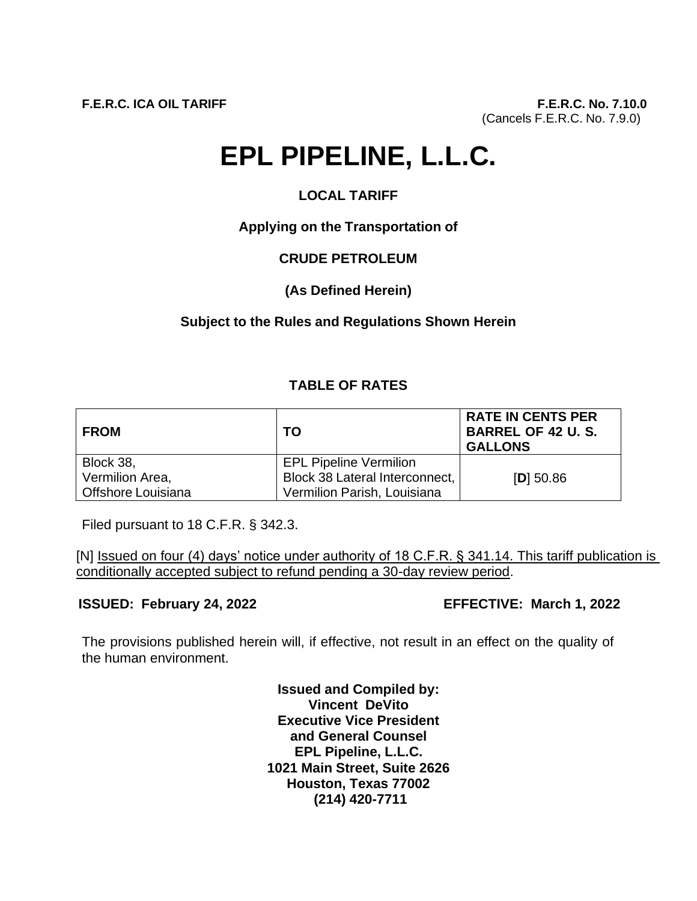**F.E.R.C. ICA OIL TARIFF** **F.E.R.C. No. 7.10.0**
(Cancels F.E.R.C. No. 7.9.0)

# EPL PIPELINE, L.L.C.

**LOCAL TARIFF**

**Applying on the Transportation of**

**CRUDE PETROLEUM**

**(As Defined Herein)**

**Subject to the Rules and Regulations Shown Herein**

**TABLE OF RATES**

| **FROM** | **TO** | **RATE IN CENTS PER BARREL OF 42 U. S. GALLONS** |
|---|---|---|
| Block 38, Vermilion Area, Offshore Louisiana | EPL Pipeline Vermilion Block 38 Lateral Interconnect, Vermilion Parish, Louisiana | [**D**] 50.86 |

Filed pursuant to 18 C.F.R. § 342.3.

[N] Issued on four (4) days' notice under authority of 18 C.F.R. § 341.14. This tariff publication is conditionally accepted subject to refund pending a 30-day review period.

**ISSUED: February 24, 2022** **EFFECTIVE: March 1, 2022**

The provisions published herein will, if effective, not result in an effect on the quality of the human environment.

**Issued and Compiled by:**
**Vincent DeVito**
**Executive Vice President**
**and General Counsel**
**EPL Pipeline, L.L.C.**
**1021 Main Street, Suite 2626**
**Houston, Texas 77002**
**(214) 420-7711**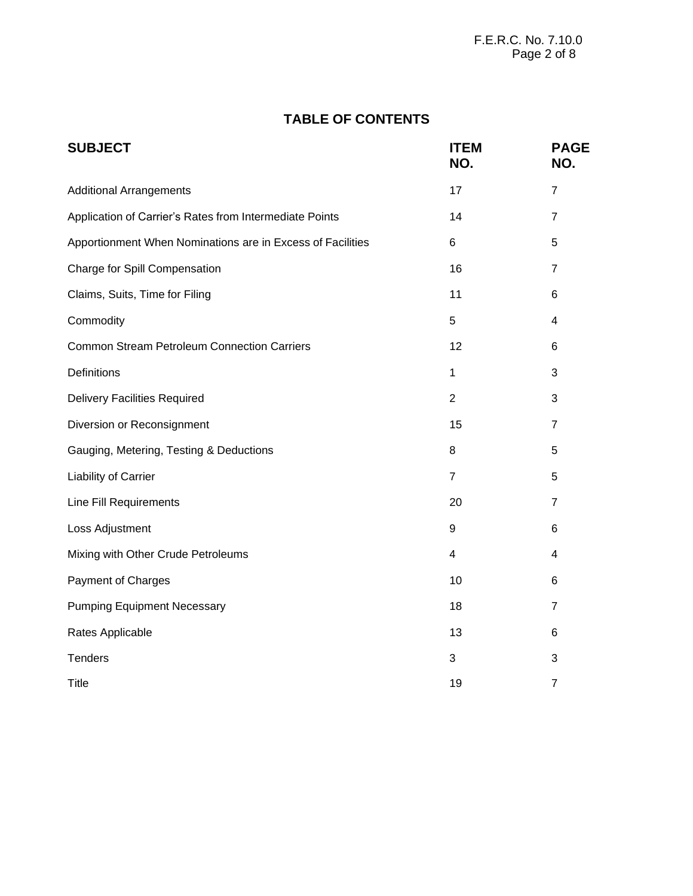## TABLE OF CONTENTS

| SUBJECT | ITEM NO. | PAGE NO. |
|---|---|---|
| Additional Arrangements | 17 | 7 |
| Application of Carrier's Rates from Intermediate Points | 14 | 7 |
| Apportionment When Nominations are in Excess of Facilities | 6 | 5 |
| Charge for Spill Compensation | 16 | 7 |
| Claims, Suits, Time for Filing | 11 | 6 |
| Commodity | 5 | 4 |
| Common Stream Petroleum Connection Carriers | 12 | 6 |
| Definitions | 1 | 3 |
| Delivery Facilities Required | 2 | 3 |
| Diversion or Reconsignment | 15 | 7 |
| Gauging, Metering, Testing & Deductions | 8 | 5 |
| Liability of Carrier | 7 | 5 |
| Line Fill Requirements | 20 | 7 |
| Loss Adjustment | 9 | 6 |
| Mixing with Other Crude Petroleums | 4 | 4 |
| Payment of Charges | 10 | 6 |
| Pumping Equipment Necessary | 18 | 7 |
| Rates Applicable | 13 | 6 |
| Tenders | 3 | 3 |
| Title | 19 | 7 |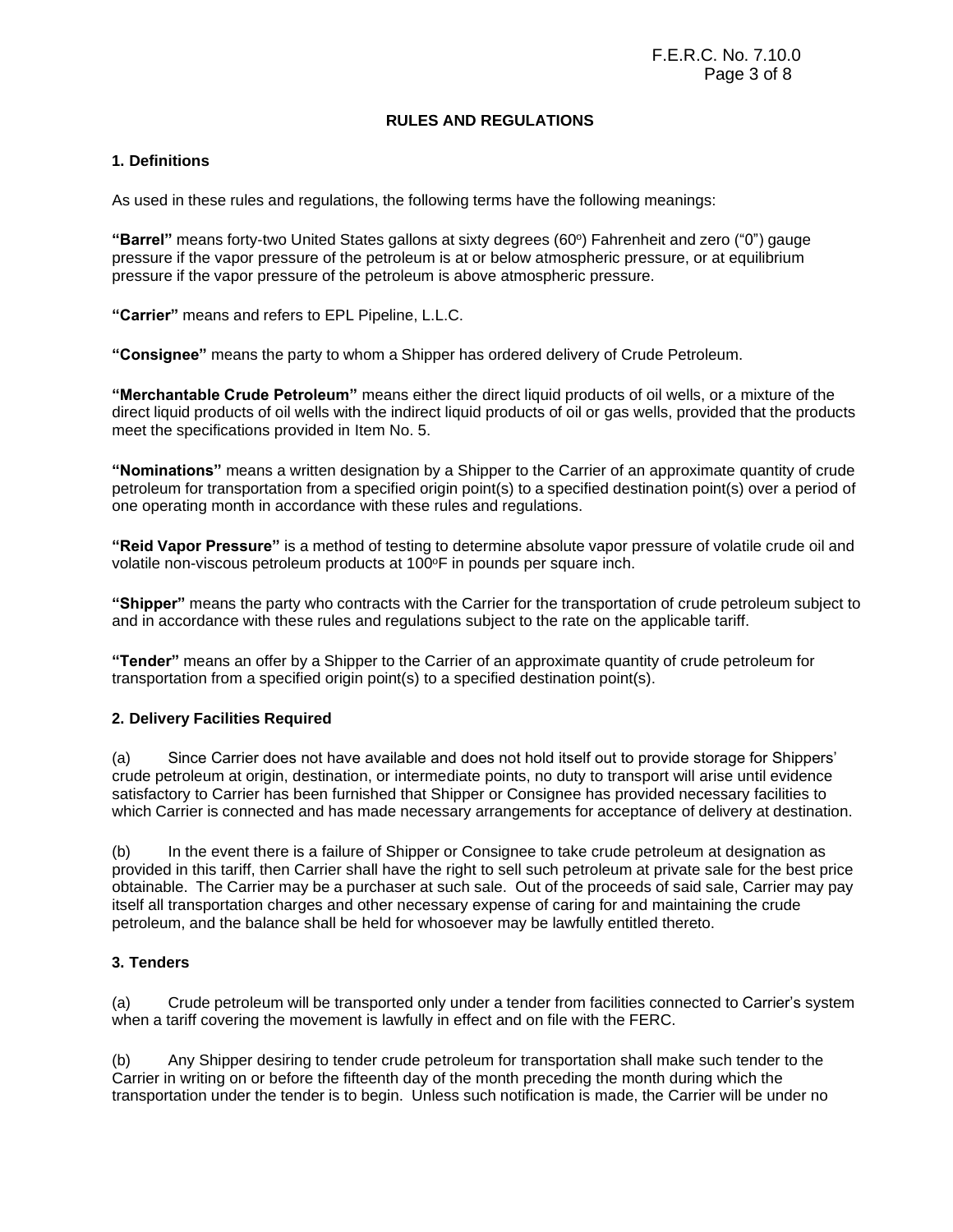## RULES AND REGULATIONS

### 1. Definitions

As used in these rules and regulations, the following terms have the following meanings:

**"Barrel"** means forty-two United States gallons at sixty degrees (60°) Fahrenheit and zero ("0") gauge pressure if the vapor pressure of the petroleum is at or below atmospheric pressure, or at equilibrium pressure if the vapor pressure of the petroleum is above atmospheric pressure.

**"Carrier"** means and refers to EPL Pipeline, L.L.C.

**"Consignee"** means the party to whom a Shipper has ordered delivery of Crude Petroleum.

**"Merchantable Crude Petroleum"** means either the direct liquid products of oil wells, or a mixture of the direct liquid products of oil wells with the indirect liquid products of oil or gas wells, provided that the products meet the specifications provided in Item No. 5.

**"Nominations"** means a written designation by a Shipper to the Carrier of an approximate quantity of crude petroleum for transportation from a specified origin point(s) to a specified destination point(s) over a period of one operating month in accordance with these rules and regulations.

**"Reid Vapor Pressure"** is a method of testing to determine absolute vapor pressure of volatile crude oil and volatile non-viscous petroleum products at 100°F in pounds per square inch.

**"Shipper"** means the party who contracts with the Carrier for the transportation of crude petroleum subject to and in accordance with these rules and regulations subject to the rate on the applicable tariff.

**"Tender"** means an offer by a Shipper to the Carrier of an approximate quantity of crude petroleum for transportation from a specified origin point(s) to a specified destination point(s).

### 2. Delivery Facilities Required

(a) Since Carrier does not have available and does not hold itself out to provide storage for Shippers' crude petroleum at origin, destination, or intermediate points, no duty to transport will arise until evidence satisfactory to Carrier has been furnished that Shipper or Consignee has provided necessary facilities to which Carrier is connected and has made necessary arrangements for acceptance of delivery at destination.

(b) In the event there is a failure of Shipper or Consignee to take crude petroleum at designation as provided in this tariff, then Carrier shall have the right to sell such petroleum at private sale for the best price obtainable. The Carrier may be a purchaser at such sale. Out of the proceeds of said sale, Carrier may pay itself all transportation charges and other necessary expense of caring for and maintaining the crude petroleum, and the balance shall be held for whosoever may be lawfully entitled thereto.

### 3. Tenders

(a) Crude petroleum will be transported only under a tender from facilities connected to Carrier's system when a tariff covering the movement is lawfully in effect and on file with the FERC.

(b) Any Shipper desiring to tender crude petroleum for transportation shall make such tender to the Carrier in writing on or before the fifteenth day of the month preceding the month during which the transportation under the tender is to begin. Unless such notification is made, the Carrier will be under no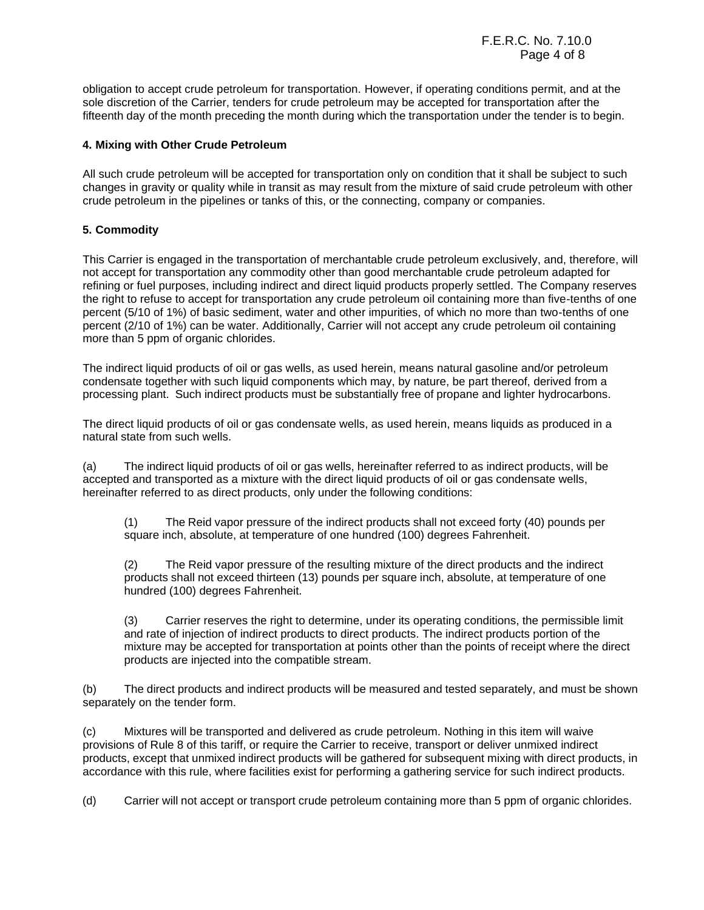obligation to accept crude petroleum for transportation. However, if operating conditions permit, and at the sole discretion of the Carrier, tenders for crude petroleum may be accepted for transportation after the fifteenth day of the month preceding the month during which the transportation under the tender is to begin.

**4. Mixing with Other Crude Petroleum**

All such crude petroleum will be accepted for transportation only on condition that it shall be subject to such changes in gravity or quality while in transit as may result from the mixture of said crude petroleum with other crude petroleum in the pipelines or tanks of this, or the connecting, company or companies.

**5. Commodity**

This Carrier is engaged in the transportation of merchantable crude petroleum exclusively, and, therefore, will not accept for transportation any commodity other than good merchantable crude petroleum adapted for refining or fuel purposes, including indirect and direct liquid products properly settled. The Company reserves the right to refuse to accept for transportation any crude petroleum oil containing more than five-tenths of one percent (5/10 of 1%) of basic sediment, water and other impurities, of which no more than two-tenths of one percent (2/10 of 1%) can be water. Additionally, Carrier will not accept any crude petroleum oil containing more than 5 ppm of organic chlorides.

The indirect liquid products of oil or gas wells, as used herein, means natural gasoline and/or petroleum condensate together with such liquid components which may, by nature, be part thereof, derived from a processing plant. Such indirect products must be substantially free of propane and lighter hydrocarbons.

The direct liquid products of oil or gas condensate wells, as used herein, means liquids as produced in a natural state from such wells.

(a) The indirect liquid products of oil or gas wells, hereinafter referred to as indirect products, will be accepted and transported as a mixture with the direct liquid products of oil or gas condensate wells, hereinafter referred to as direct products, only under the following conditions:

> (1) The Reid vapor pressure of the indirect products shall not exceed forty (40) pounds per square inch, absolute, at temperature of one hundred (100) degrees Fahrenheit.
>
> (2) The Reid vapor pressure of the resulting mixture of the direct products and the indirect products shall not exceed thirteen (13) pounds per square inch, absolute, at temperature of one hundred (100) degrees Fahrenheit.
>
> (3) Carrier reserves the right to determine, under its operating conditions, the permissible limit and rate of injection of indirect products to direct products. The indirect products portion of the mixture may be accepted for transportation at points other than the points of receipt where the direct products are injected into the compatible stream.

(b) The direct products and indirect products will be measured and tested separately, and must be shown separately on the tender form.

(c) Mixtures will be transported and delivered as crude petroleum. Nothing in this item will waive provisions of Rule 8 of this tariff, or require the Carrier to receive, transport or deliver unmixed indirect products, except that unmixed indirect products will be gathered for subsequent mixing with direct products, in accordance with this rule, where facilities exist for performing a gathering service for such indirect products.

(d) Carrier will not accept or transport crude petroleum containing more than 5 ppm of organic chlorides.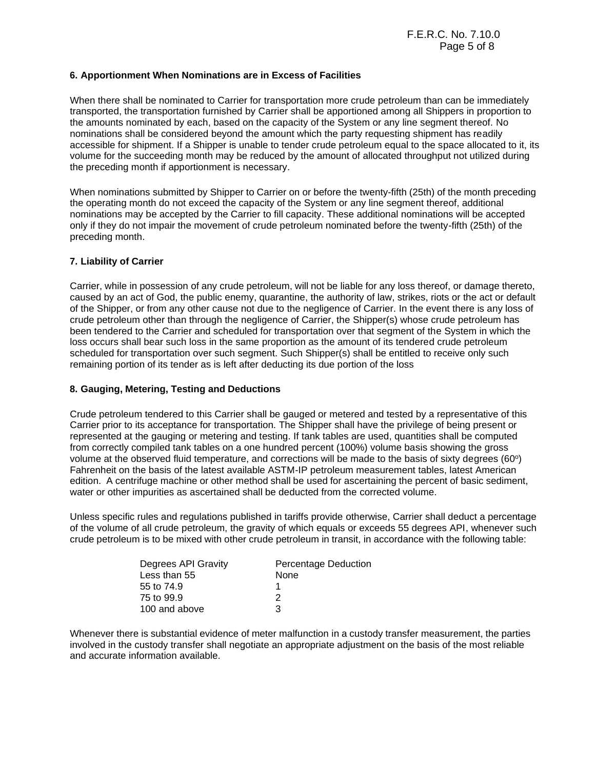### 6. Apportionment When Nominations are in Excess of Facilities

When there shall be nominated to Carrier for transportation more crude petroleum than can be immediately transported, the transportation furnished by Carrier shall be apportioned among all Shippers in proportion to the amounts nominated by each, based on the capacity of the System or any line segment thereof. No nominations shall be considered beyond the amount which the party requesting shipment has readily accessible for shipment. If a Shipper is unable to tender crude petroleum equal to the space allocated to it, its volume for the succeeding month may be reduced by the amount of allocated throughput not utilized during the preceding month if apportionment is necessary.

When nominations submitted by Shipper to Carrier on or before the twenty-fifth (25th) of the month preceding the operating month do not exceed the capacity of the System or any line segment thereof, additional nominations may be accepted by the Carrier to fill capacity. These additional nominations will be accepted only if they do not impair the movement of crude petroleum nominated before the twenty-fifth (25th) of the preceding month.

### 7. Liability of Carrier

Carrier, while in possession of any crude petroleum, will not be liable for any loss thereof, or damage thereto, caused by an act of God, the public enemy, quarantine, the authority of law, strikes, riots or the act or default of the Shipper, or from any other cause not due to the negligence of Carrier. In the event there is any loss of crude petroleum other than through the negligence of Carrier, the Shipper(s) whose crude petroleum has been tendered to the Carrier and scheduled for transportation over that segment of the System in which the loss occurs shall bear such loss in the same proportion as the amount of its tendered crude petroleum scheduled for transportation over such segment. Such Shipper(s) shall be entitled to receive only such remaining portion of its tender as is left after deducting its due portion of the loss

### 8. Gauging, Metering, Testing and Deductions

Crude petroleum tendered to this Carrier shall be gauged or metered and tested by a representative of this Carrier prior to its acceptance for transportation. The Shipper shall have the privilege of being present or represented at the gauging or metering and testing. If tank tables are used, quantities shall be computed from correctly compiled tank tables on a one hundred percent (100%) volume basis showing the gross volume at the observed fluid temperature, and corrections will be made to the basis of sixty degrees (60°) Fahrenheit on the basis of the latest available ASTM-IP petroleum measurement tables, latest American edition. A centrifuge machine or other method shall be used for ascertaining the percent of basic sediment, water or other impurities as ascertained shall be deducted from the corrected volume.

Unless specific rules and regulations published in tariffs provide otherwise, Carrier shall deduct a percentage of the volume of all crude petroleum, the gravity of which equals or exceeds 55 degrees API, whenever such crude petroleum is to be mixed with other crude petroleum in transit, in accordance with the following table:

| Degrees API Gravity | Percentage Deduction |
|---|---|
| Less than 55 | None |
| 55 to 74.9 | 1 |
| 75 to 99.9 | 2 |
| 100 and above | 3 |

Whenever there is substantial evidence of meter malfunction in a custody transfer measurement, the parties involved in the custody transfer shall negotiate an appropriate adjustment on the basis of the most reliable and accurate information available.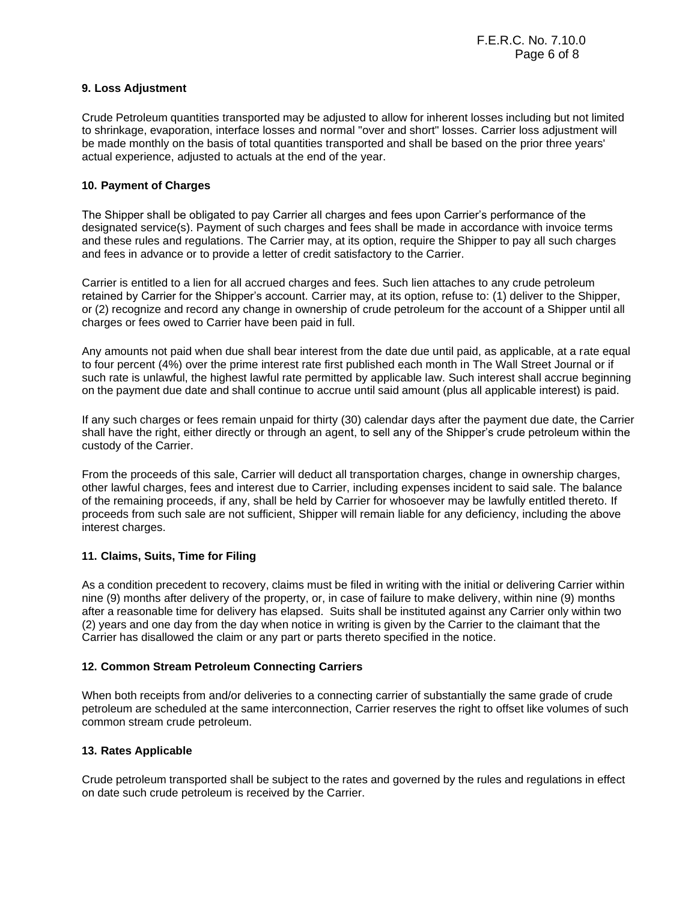### 9. Loss Adjustment

Crude Petroleum quantities transported may be adjusted to allow for inherent losses including but not limited to shrinkage, evaporation, interface losses and normal "over and short" losses. Carrier loss adjustment will be made monthly on the basis of total quantities transported and shall be based on the prior three years' actual experience, adjusted to actuals at the end of the year.

### 10. Payment of Charges

The Shipper shall be obligated to pay Carrier all charges and fees upon Carrier's performance of the designated service(s). Payment of such charges and fees shall be made in accordance with invoice terms and these rules and regulations. The Carrier may, at its option, require the Shipper to pay all such charges and fees in advance or to provide a letter of credit satisfactory to the Carrier.

Carrier is entitled to a lien for all accrued charges and fees. Such lien attaches to any crude petroleum retained by Carrier for the Shipper's account. Carrier may, at its option, refuse to: (1) deliver to the Shipper, or (2) recognize and record any change in ownership of crude petroleum for the account of a Shipper until all charges or fees owed to Carrier have been paid in full.

Any amounts not paid when due shall bear interest from the date due until paid, as applicable, at a rate equal to four percent (4%) over the prime interest rate first published each month in The Wall Street Journal or if such rate is unlawful, the highest lawful rate permitted by applicable law. Such interest shall accrue beginning on the payment due date and shall continue to accrue until said amount (plus all applicable interest) is paid.

If any such charges or fees remain unpaid for thirty (30) calendar days after the payment due date, the Carrier shall have the right, either directly or through an agent, to sell any of the Shipper's crude petroleum within the custody of the Carrier.

From the proceeds of this sale, Carrier will deduct all transportation charges, change in ownership charges, other lawful charges, fees and interest due to Carrier, including expenses incident to said sale. The balance of the remaining proceeds, if any, shall be held by Carrier for whosoever may be lawfully entitled thereto. If proceeds from such sale are not sufficient, Shipper will remain liable for any deficiency, including the above interest charges.

### 11. Claims, Suits, Time for Filing

As a condition precedent to recovery, claims must be filed in writing with the initial or delivering Carrier within nine (9) months after delivery of the property, or, in case of failure to make delivery, within nine (9) months after a reasonable time for delivery has elapsed. Suits shall be instituted against any Carrier only within two (2) years and one day from the day when notice in writing is given by the Carrier to the claimant that the Carrier has disallowed the claim or any part or parts thereto specified in the notice.

### 12. Common Stream Petroleum Connecting Carriers

When both receipts from and/or deliveries to a connecting carrier of substantially the same grade of crude petroleum are scheduled at the same interconnection, Carrier reserves the right to offset like volumes of such common stream crude petroleum.

### 13. Rates Applicable

Crude petroleum transported shall be subject to the rates and governed by the rules and regulations in effect on date such crude petroleum is received by the Carrier.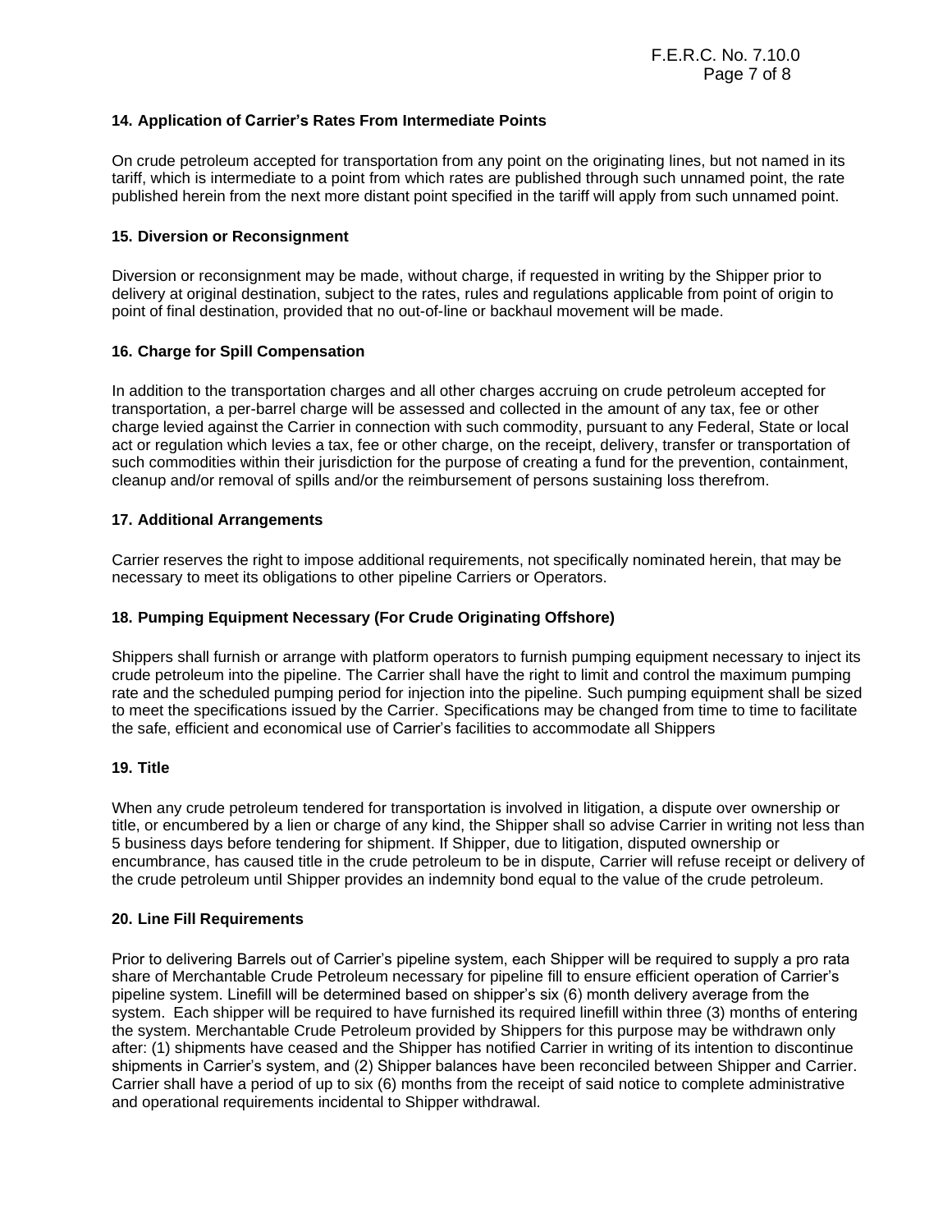**14. Application of Carrier's Rates From Intermediate Points**

On crude petroleum accepted for transportation from any point on the originating lines, but not named in its tariff, which is intermediate to a point from which rates are published through such unnamed point, the rate published herein from the next more distant point specified in the tariff will apply from such unnamed point.

**15. Diversion or Reconsignment**

Diversion or reconsignment may be made, without charge, if requested in writing by the Shipper prior to delivery at original destination, subject to the rates, rules and regulations applicable from point of origin to point of final destination, provided that no out-of-line or backhaul movement will be made.

**16. Charge for Spill Compensation**

In addition to the transportation charges and all other charges accruing on crude petroleum accepted for transportation, a per-barrel charge will be assessed and collected in the amount of any tax, fee or other charge levied against the Carrier in connection with such commodity, pursuant to any Federal, State or local act or regulation which levies a tax, fee or other charge, on the receipt, delivery, transfer or transportation of such commodities within their jurisdiction for the purpose of creating a fund for the prevention, containment, cleanup and/or removal of spills and/or the reimbursement of persons sustaining loss therefrom.

**17. Additional Arrangements**

Carrier reserves the right to impose additional requirements, not specifically nominated herein, that may be necessary to meet its obligations to other pipeline Carriers or Operators.

**18. Pumping Equipment Necessary (For Crude Originating Offshore)**

Shippers shall furnish or arrange with platform operators to furnish pumping equipment necessary to inject its crude petroleum into the pipeline. The Carrier shall have the right to limit and control the maximum pumping rate and the scheduled pumping period for injection into the pipeline. Such pumping equipment shall be sized to meet the specifications issued by the Carrier. Specifications may be changed from time to time to facilitate the safe, efficient and economical use of Carrier's facilities to accommodate all Shippers

**19. Title**

When any crude petroleum tendered for transportation is involved in litigation, a dispute over ownership or title, or encumbered by a lien or charge of any kind, the Shipper shall so advise Carrier in writing not less than 5 business days before tendering for shipment. If Shipper, due to litigation, disputed ownership or encumbrance, has caused title in the crude petroleum to be in dispute, Carrier will refuse receipt or delivery of the crude petroleum until Shipper provides an indemnity bond equal to the value of the crude petroleum.

**20. Line Fill Requirements**

Prior to delivering Barrels out of Carrier's pipeline system, each Shipper will be required to supply a pro rata share of Merchantable Crude Petroleum necessary for pipeline fill to ensure efficient operation of Carrier's pipeline system. Linefill will be determined based on shipper's six (6) month delivery average from the system. Each shipper will be required to have furnished its required linefill within three (3) months of entering the system. Merchantable Crude Petroleum provided by Shippers for this purpose may be withdrawn only after: (1) shipments have ceased and the Shipper has notified Carrier in writing of its intention to discontinue shipments in Carrier's system, and (2) Shipper balances have been reconciled between Shipper and Carrier. Carrier shall have a period of up to six (6) months from the receipt of said notice to complete administrative and operational requirements incidental to Shipper withdrawal.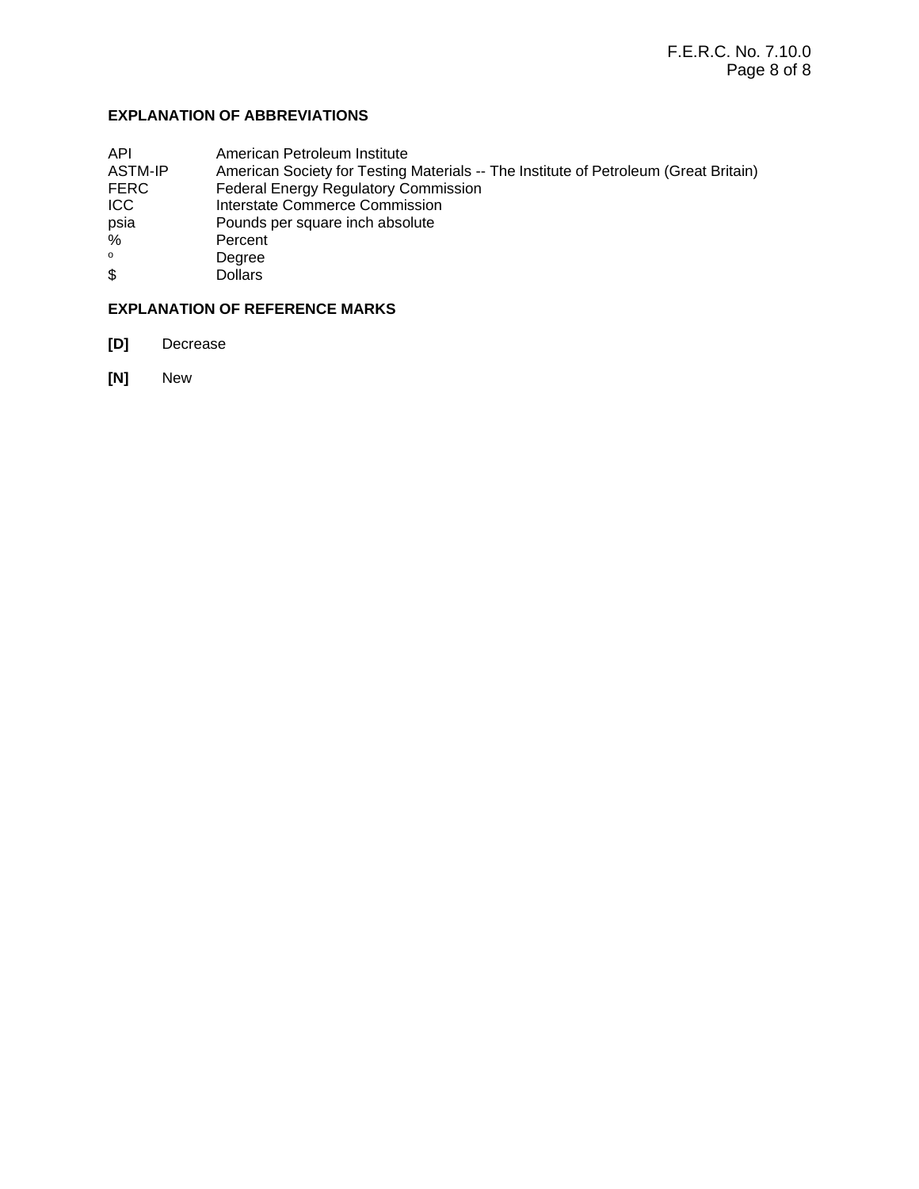**EXPLANATION OF ABBREVIATIONS**

| | |
|---|---|
| API | American Petroleum Institute |
| ASTM-IP | American Society for Testing Materials -- The Institute of Petroleum (Great Britain) |
| FERC | Federal Energy Regulatory Commission |
| ICC | Interstate Commerce Commission |
| psia | Pounds per square inch absolute |
| % | Percent |
| º | Degree |
| $ | Dollars |

**EXPLANATION OF REFERENCE MARKS**

**[D]** Decrease

**[N]** New